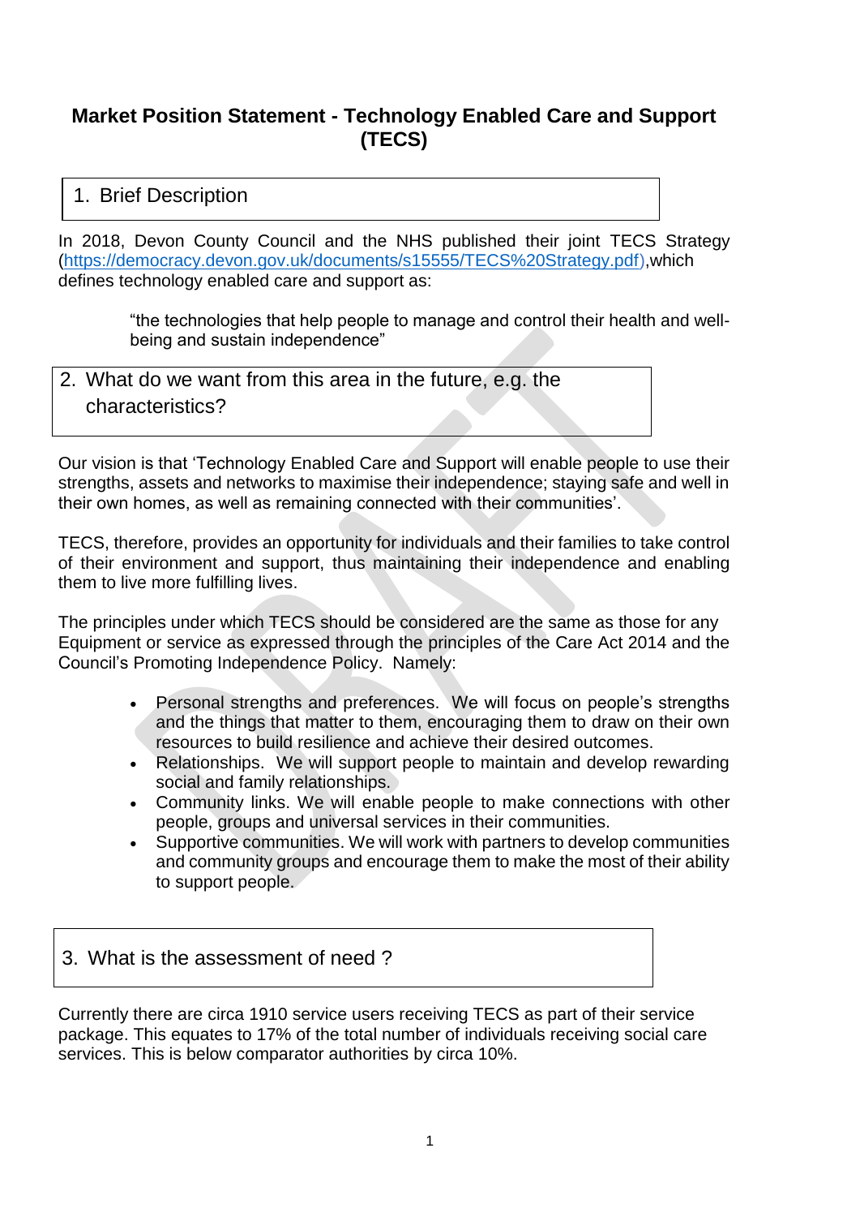# Market Position Statement - Technology Enabled Care and Support (TECS)

## 1. Brief Description

In 2018, Devon County Council and the NHS published their joint TECS Strategy (https://democracy.devon.gov.uk/documents/s15555/TECS%20Strategy.pdf),which defines technology enabled care and support as:

> "the technologies that help people to manage and control their health and well-being and sustain independence"

## 2. What do we want from this area in the future, e.g. the characteristics?

Our vision is that 'Technology Enabled Care and Support will enable people to use their strengths, assets and networks to maximise their independence; staying safe and well in their own homes, as well as remaining connected with their communities'.

TECS, therefore, provides an opportunity for individuals and their families to take control of their environment and support, thus maintaining their independence and enabling them to live more fulfilling lives.

The principles under which TECS should be considered are the same as those for any Equipment or service as expressed through the principles of the Care Act 2014 and the Council's Promoting Independence Policy. Namely:

- Personal strengths and preferences. We will focus on people's strengths and the things that matter to them, encouraging them to draw on their own resources to build resilience and achieve their desired outcomes.
- Relationships. We will support people to maintain and develop rewarding social and family relationships.
- Community links. We will enable people to make connections with other people, groups and universal services in their communities.
- Supportive communities. We will work with partners to develop communities and community groups and encourage them to make the most of their ability to support people.

## 3. What is the assessment of need ?

Currently there are circa 1910 service users receiving TECS as part of their service package. This equates to 17% of the total number of individuals receiving social care services. This is below comparator authorities by circa 10%.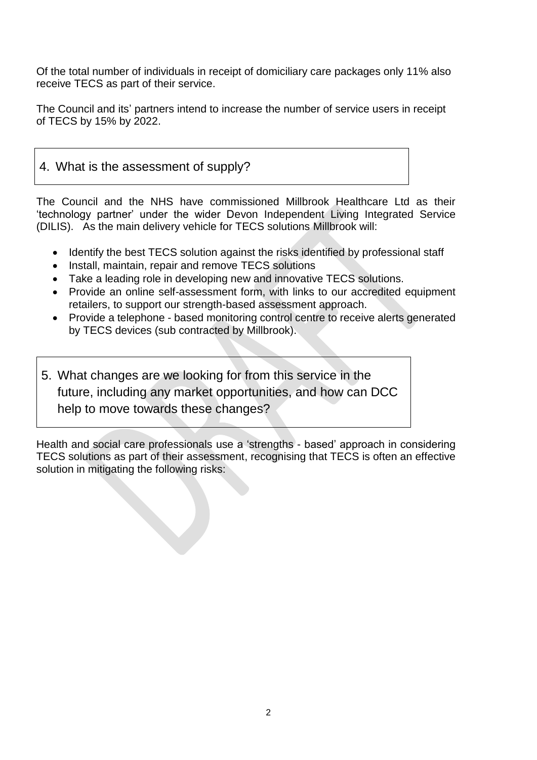Of the total number of individuals in receipt of domiciliary care packages only 11% also receive TECS as part of their service.

The Council and its' partners intend to increase the number of service users in receipt of TECS by 15% by 2022.

## 4. What is the assessment of supply?

The Council and the NHS have commissioned Millbrook Healthcare Ltd as their 'technology partner' under the wider Devon Independent Living Integrated Service (DILIS). As the main delivery vehicle for TECS solutions Millbrook will:

- Identify the best TECS solution against the risks identified by professional staff
- Install, maintain, repair and remove TECS solutions
- Take a leading role in developing new and innovative TECS solutions.
- Provide an online self-assessment form, with links to our accredited equipment retailers, to support our strength-based assessment approach.
- Provide a telephone - based monitoring control centre to receive alerts generated by TECS devices (sub contracted by Millbrook).

## 5. What changes are we looking for from this service in the future, including any market opportunities, and how can DCC help to move towards these changes?

Health and social care professionals use a 'strengths - based' approach in considering TECS solutions as part of their assessment, recognising that TECS is often an effective solution in mitigating the following risks: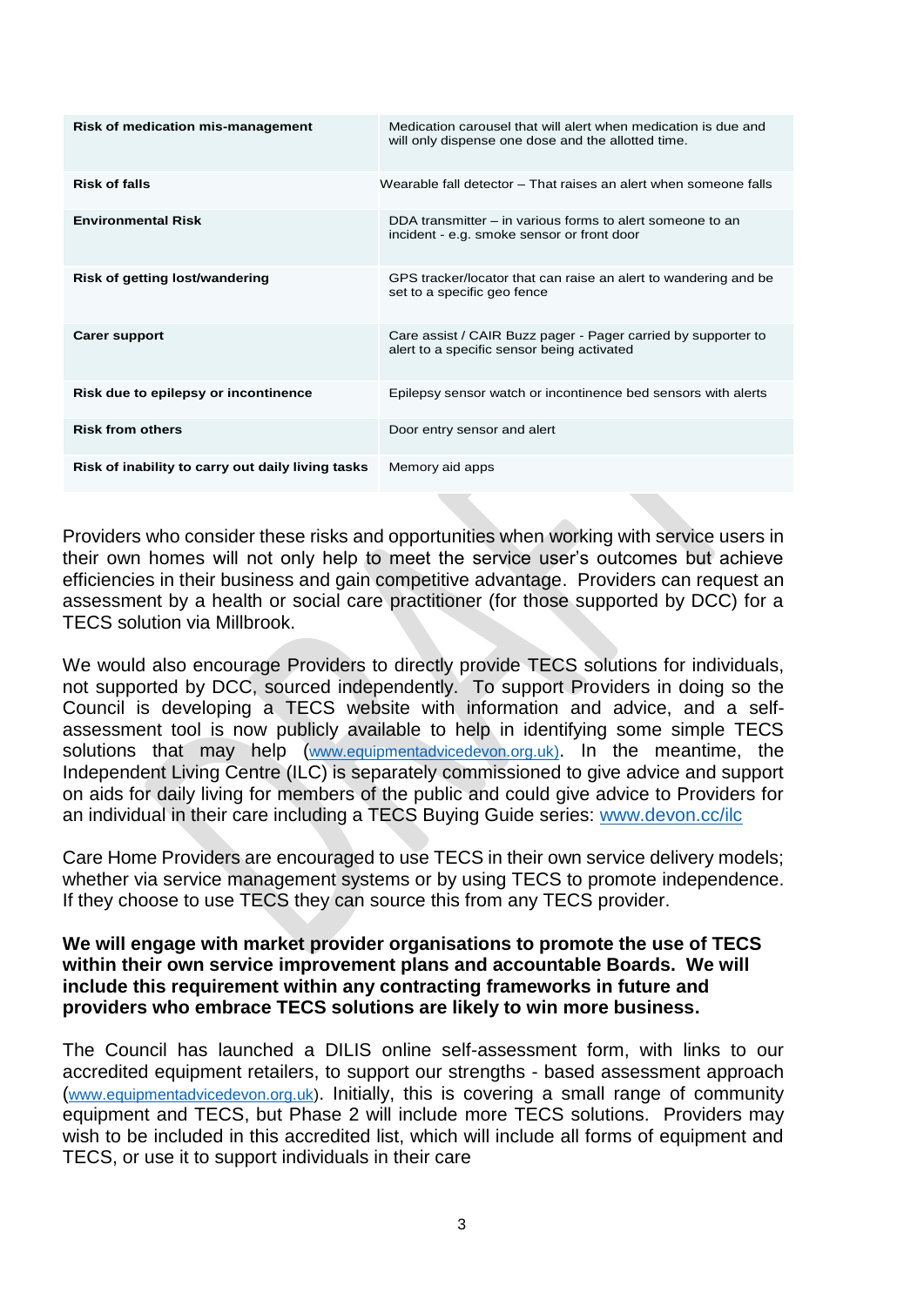| Risk | TECS solution |
| --- | --- |
| **Risk of medication mis-management** | Medication carousel that will alert when medication is due and will only dispense one dose and the allotted time. |
| **Risk of falls** | Wearable fall detector – That raises an alert when someone falls |
| **Environmental Risk** | DDA transmitter – in various forms to alert someone to an incident - e.g. smoke sensor or front door |
| **Risk of getting lost/wandering** | GPS tracker/locator that can raise an alert to wandering and be set to a specific geo fence |
| **Carer support** | Care assist / CAIR Buzz pager - Pager carried by supporter to alert to a specific sensor being activated |
| **Risk due to epilepsy or incontinence** | Epilepsy sensor watch or incontinence bed sensors with alerts |
| **Risk from others** | Door entry sensor and alert |
| **Risk of inability to carry out daily living tasks** | Memory aid apps |

Providers who consider these risks and opportunities when working with service users in their own homes will not only help to meet the service user's outcomes but achieve efficiencies in their business and gain competitive advantage. Providers can request an assessment by a health or social care practitioner (for those supported by DCC) for a TECS solution via Millbrook.

We would also encourage Providers to directly provide TECS solutions for individuals, not supported by DCC, sourced independently. To support Providers in doing so the Council is developing a TECS website with information and advice, and a self-assessment tool is now publicly available to help in identifying some simple TECS solutions that may help (www.equipmentadvicedevon.org.uk). In the meantime, the Independent Living Centre (ILC) is separately commissioned to give advice and support on aids for daily living for members of the public and could give advice to Providers for an individual in their care including a TECS Buying Guide series: www.devon.cc/ilc

Care Home Providers are encouraged to use TECS in their own service delivery models; whether via service management systems or by using TECS to promote independence. If they choose to use TECS they can source this from any TECS provider.

**We will engage with market provider organisations to promote the use of TECS within their own service improvement plans and accountable Boards. We will include this requirement within any contracting frameworks in future and providers who embrace TECS solutions are likely to win more business.**

The Council has launched a DILIS online self-assessment form, with links to our accredited equipment retailers, to support our strengths - based assessment approach (www.equipmentadvicedevon.org.uk). Initially, this is covering a small range of community equipment and TECS, but Phase 2 will include more TECS solutions. Providers may wish to be included in this accredited list, which will include all forms of equipment and TECS, or use it to support individuals in their care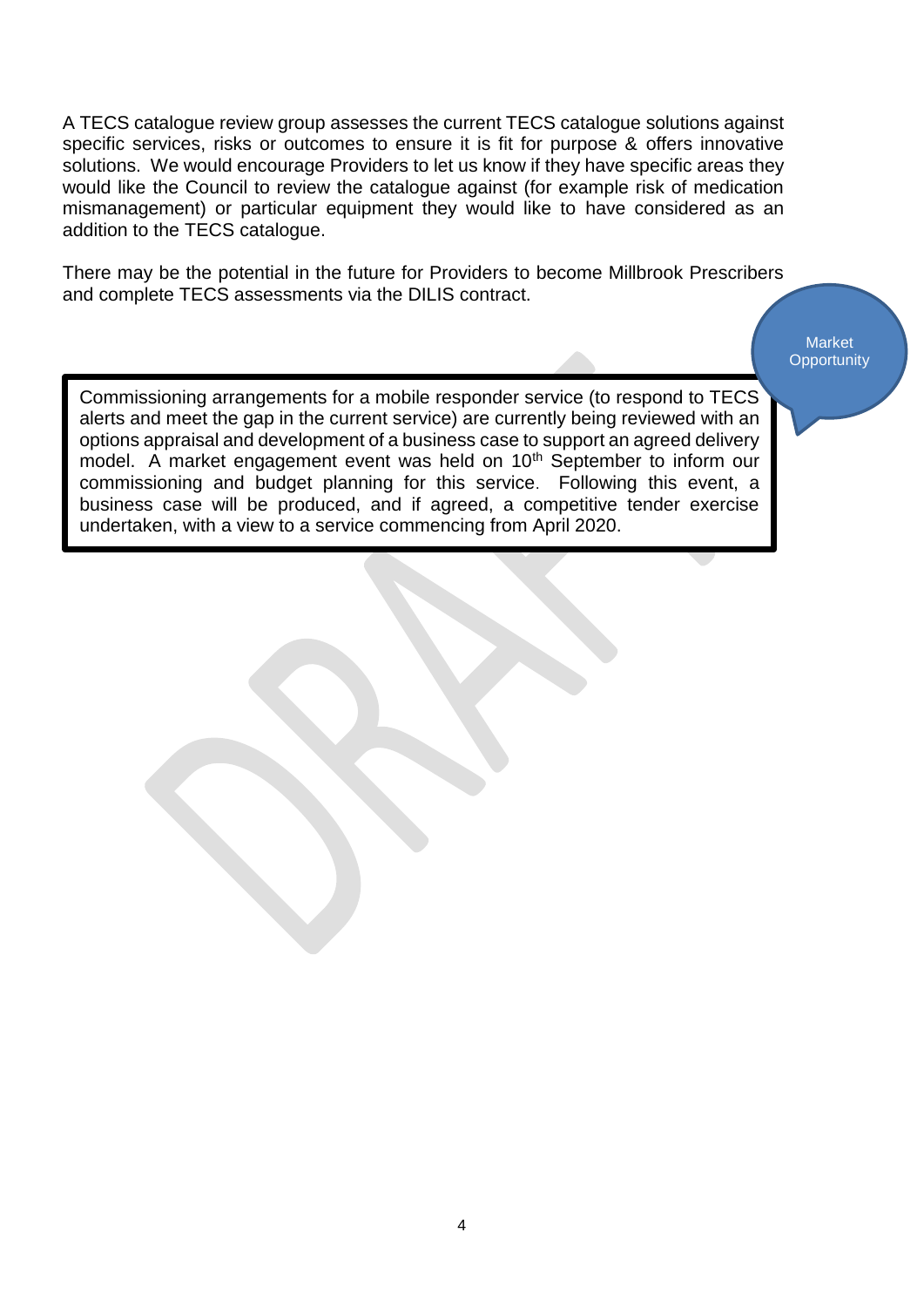A TECS catalogue review group assesses the current TECS catalogue solutions against specific services, risks or outcomes to ensure it is fit for purpose & offers innovative solutions. We would encourage Providers to let us know if they have specific areas they would like the Council to review the catalogue against (for example risk of medication mismanagement) or particular equipment they would like to have considered as an addition to the TECS catalogue.

There may be the potential in the future for Providers to become Millbrook Prescribers and complete TECS assessments via the DILIS contract.

Market Opportunity

> Commissioning arrangements for a mobile responder service (to respond to TECS alerts and meet the gap in the current service) are currently being reviewed with an options appraisal and development of a business case to support an agreed delivery model. A market engagement event was held on 10th September to inform our commissioning and budget planning for this service. Following this event, a business case will be produced, and if agreed, a competitive tender exercise undertaken, with a view to a service commencing from April 2020.